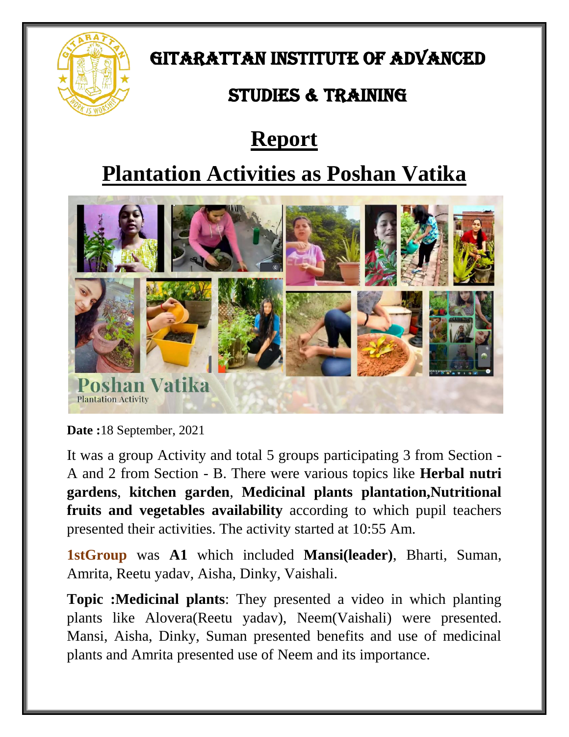# GITARATTAN INSTITUTE OF ADVANCED STUDIES & TRAINING

## Report

## Plantation Activities as Poshan Vatika

**Date :**18 September, 2021

It was a group Activity and total 5 groups participating 3 from Section - A and 2 from Section - B. There were various topics like **Herbal nutri gardens**, **kitchen garden**, **Medicinal plants plantation,Nutritional fruits and vegetables availability** according to which pupil teachers presented their activities. The activity started at 10:55 Am.

**1stGroup** was **A1** which included **Mansi(leader)**, Bharti, Suman, Amrita, Reetu yadav, Aisha, Dinky, Vaishali.

**Topic :Medicinal plants**: They presented a video in which planting plants like Alovera(Reetu yadav), Neem(Vaishali) were presented. Mansi, Aisha, Dinky, Suman presented benefits and use of medicinal plants and Amrita presented use of Neem and its importance.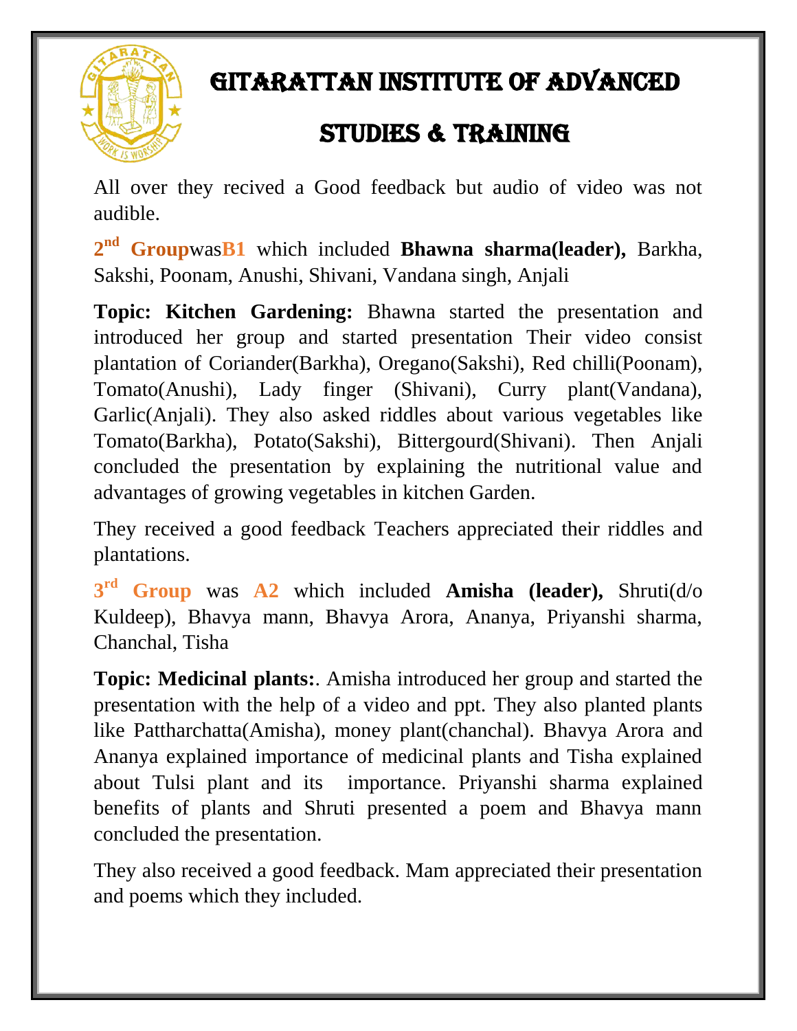# GITARATTAN INSTITUTE OF ADVANCED STUDIES & TRAINING

All over they recived a Good feedback but audio of video was not audible.

**2nd Group**was**B1** which included **Bhawna sharma(leader),** Barkha, Sakshi, Poonam, Anushi, Shivani, Vandana singh, Anjali

**Topic: Kitchen Gardening:** Bhawna started the presentation and introduced her group and started presentation Their video consist plantation of Coriander(Barkha), Oregano(Sakshi), Red chilli(Poonam), Tomato(Anushi), Lady finger (Shivani), Curry plant(Vandana), Garlic(Anjali). They also asked riddles about various vegetables like Tomato(Barkha), Potato(Sakshi), Bittergourd(Shivani). Then Anjali concluded the presentation by explaining the nutritional value and advantages of growing vegetables in kitchen Garden.

They received a good feedback Teachers appreciated their riddles and plantations.

**3rd Group** was **A2** which included **Amisha (leader),** Shruti(d/o Kuldeep), Bhavya mann, Bhavya Arora, Ananya, Priyanshi sharma, Chanchal, Tisha

**Topic: Medicinal plants:**. Amisha introduced her group and started the presentation with the help of a video and ppt. They also planted plants like Pattharchatta(Amisha), money plant(chanchal). Bhavya Arora and Ananya explained importance of medicinal plants and Tisha explained about Tulsi plant and its importance. Priyanshi sharma explained benefits of plants and Shruti presented a poem and Bhavya mann concluded the presentation.

They also received a good feedback. Mam appreciated their presentation and poems which they included.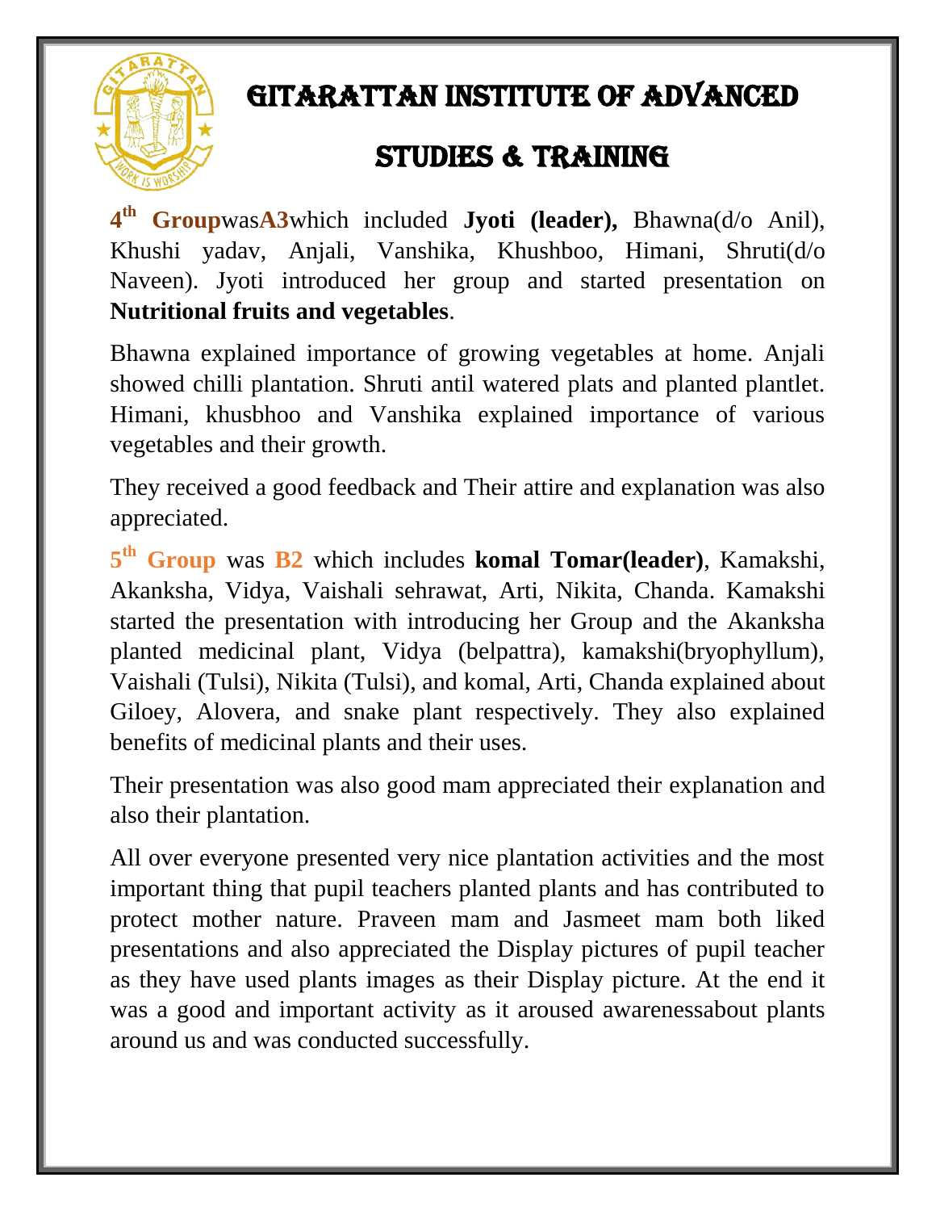# GITARATTAN INSTITUTE OF ADVANCED STUDIES & TRAINING

**4th Group** was **A3** which included **Jyoti (leader),** Bhawna(d/o Anil), Khushi yadav, Anjali, Vanshika, Khushboo, Himani, Shruti(d/o Naveen). Jyoti introduced her group and started presentation on **Nutritional fruits and vegetables**.

Bhawna explained importance of growing vegetables at home. Anjali showed chilli plantation. Shruti antil watered plats and planted plantlet. Himani, khusbhoo and Vanshika explained importance of various vegetables and their growth.

They received a good feedback and Their attire and explanation was also appreciated.

**5th Group** was **B2** which includes **komal Tomar(leader)**, Kamakshi, Akanksha, Vidya, Vaishali sehrawat, Arti, Nikita, Chanda. Kamakshi started the presentation with introducing her Group and the Akanksha planted medicinal plant, Vidya (belpattra), kamakshi(bryophyllum), Vaishali (Tulsi), Nikita (Tulsi), and komal, Arti, Chanda explained about Giloey, Alovera, and snake plant respectively. They also explained benefits of medicinal plants and their uses.

Their presentation was also good mam appreciated their explanation and also their plantation.

All over everyone presented very nice plantation activities and the most important thing that pupil teachers planted plants and has contributed to protect mother nature. Praveen mam and Jasmeet mam both liked presentations and also appreciated the Display pictures of pupil teacher as they have used plants images as their Display picture. At the end it was a good and important activity as it aroused awarenessabout plants around us and was conducted successfully.